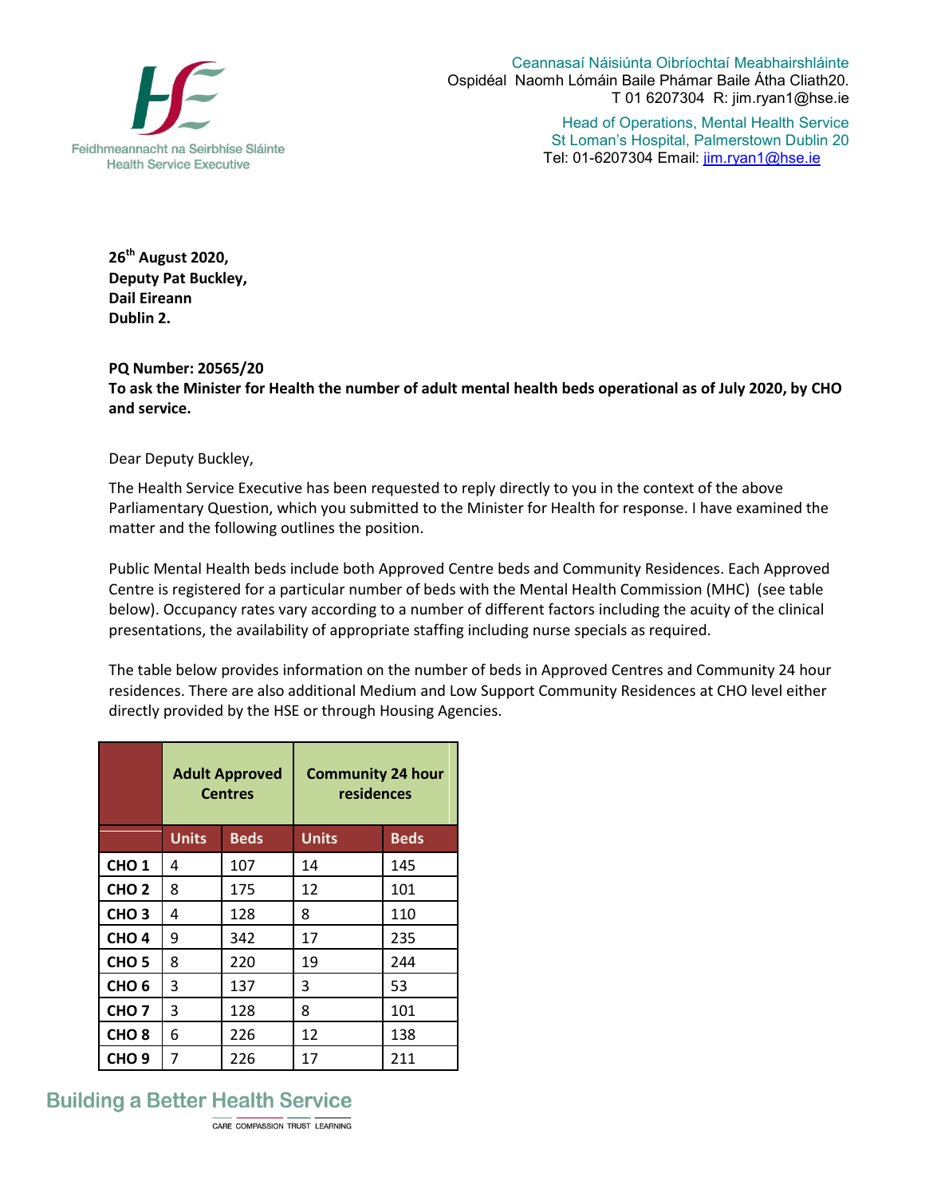Feidhmeannacht na Seirbhíse Sláinte
Health Service Executive

Ceannasaí Náisiúnta Oibríochtaí Meabhairshláinte
Ospidéal Naomh Lómáin Baile Phámar Baile Átha Cliath20.
T 01 6207304 R: jim.ryan1@hse.ie

Head of Operations, Mental Health Service
St Loman's Hospital, Palmerstown Dublin 20
Tel: 01-6207304 Email: jim.ryan1@hse.ie

**26th August 2020,**
**Deputy Pat Buckley,**
**Dail Eireann**
**Dublin 2.**

**PQ Number: 20565/20**
**To ask the Minister for Health the number of adult mental health beds operational as of July 2020, by CHO and service.**

Dear Deputy Buckley,

The Health Service Executive has been requested to reply directly to you in the context of the above Parliamentary Question, which you submitted to the Minister for Health for response. I have examined the matter and the following outlines the position.

Public Mental Health beds include both Approved Centre beds and Community Residences. Each Approved Centre is registered for a particular number of beds with the Mental Health Commission (MHC) (see table below). Occupancy rates vary according to a number of different factors including the acuity of the clinical presentations, the availability of appropriate staffing including nurse specials as required.

The table below provides information on the number of beds in Approved Centres and Community 24 hour residences. There are also additional Medium and Low Support Community Residences at CHO level either directly provided by the HSE or through Housing Agencies.

| | Adult Approved Centres | | Community 24 hour residences | |
|---|---|---|---|---|
| | Units | Beds | Units | Beds |
| CHO 1 | 4 | 107 | 14 | 145 |
| CHO 2 | 8 | 175 | 12 | 101 |
| CHO 3 | 4 | 128 | 8 | 110 |
| CHO 4 | 9 | 342 | 17 | 235 |
| CHO 5 | 8 | 220 | 19 | 244 |
| CHO 6 | 3 | 137 | 3 | 53 |
| CHO 7 | 3 | 128 | 8 | 101 |
| CHO 8 | 6 | 226 | 12 | 138 |
| CHO 9 | 7 | 226 | 17 | 211 |

Building a Better Health Service
CARE COMPASSION TRUST LEARNING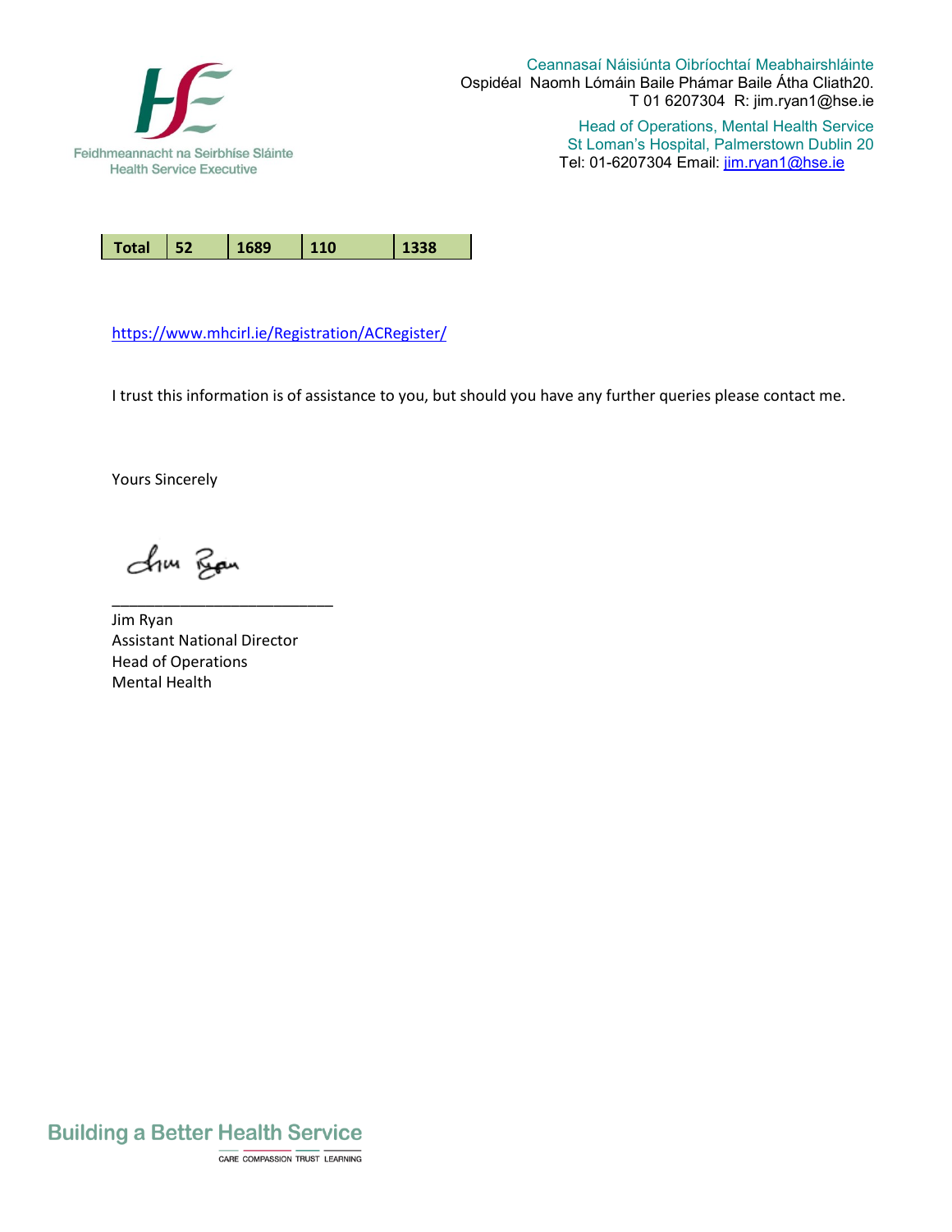Ceannasaí Náisiúnta Oibríochtaí Meabhairshláinte
Ospidéal Naomh Lómáin Baile Phámar Baile Átha Cliath20.
T 01 6207304 R: jim.ryan1@hse.ie

Head of Operations, Mental Health Service
St Loman's Hospital, Palmerstown Dublin 20
Tel: 01-6207304 Email: jim.ryan1@hse.ie

| | | | | |
|---|---|---|---|---|
| **Total** | **52** | **1689** | **110** | **1338** |

https://www.mhcirl.ie/Registration/ACRegister/

I trust this information is of assistance to you, but should you have any further queries please contact me.

Yours Sincerely

\_\_\_\_\_\_\_\_\_\_\_\_\_\_\_\_\_\_\_\_\_\_\_\_\_\_\_
Jim Ryan
Assistant National Director
Head of Operations
Mental Health